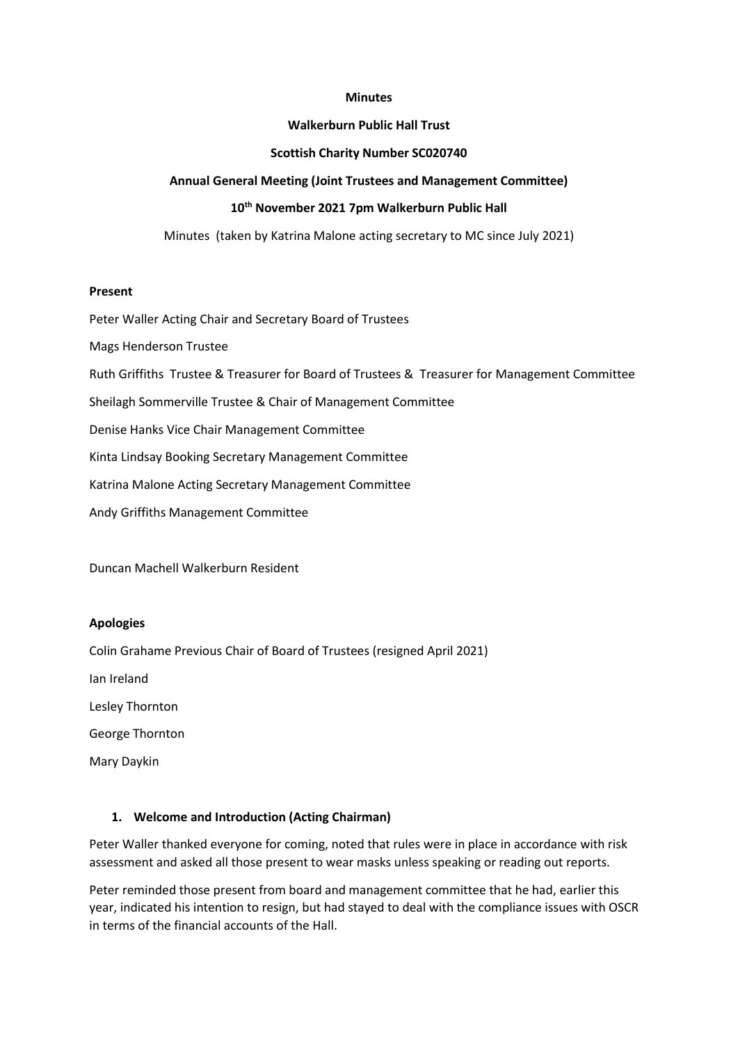**Minutes**

**Walkerburn Public Hall Trust**

**Scottish Charity Number SC020740**

**Annual General Meeting (Joint Trustees and Management Committee)**

**10th November 2021 7pm Walkerburn Public Hall**

Minutes (taken by Katrina Malone acting secretary to MC since July 2021)

**Present**

Peter Waller Acting Chair and Secretary Board of Trustees

Mags Henderson Trustee

Ruth Griffiths Trustee & Treasurer for Board of Trustees & Treasurer for Management Committee

Sheilagh Sommerville Trustee & Chair of Management Committee

Denise Hanks Vice Chair Management Committee

Kinta Lindsay Booking Secretary Management Committee

Katrina Malone Acting Secretary Management Committee

Andy Griffiths Management Committee

Duncan Machell Walkerburn Resident

**Apologies**

Colin Grahame Previous Chair of Board of Trustees (resigned April 2021)

Ian Ireland

Lesley Thornton

George Thornton

Mary Daykin

1. **Welcome and Introduction (Acting Chairman)**

Peter Waller thanked everyone for coming, noted that rules were in place in accordance with risk assessment and asked all those present to wear masks unless speaking or reading out reports.

Peter reminded those present from board and management committee that he had, earlier this year, indicated his intention to resign, but had stayed to deal with the compliance issues with OSCR in terms of the financial accounts of the Hall.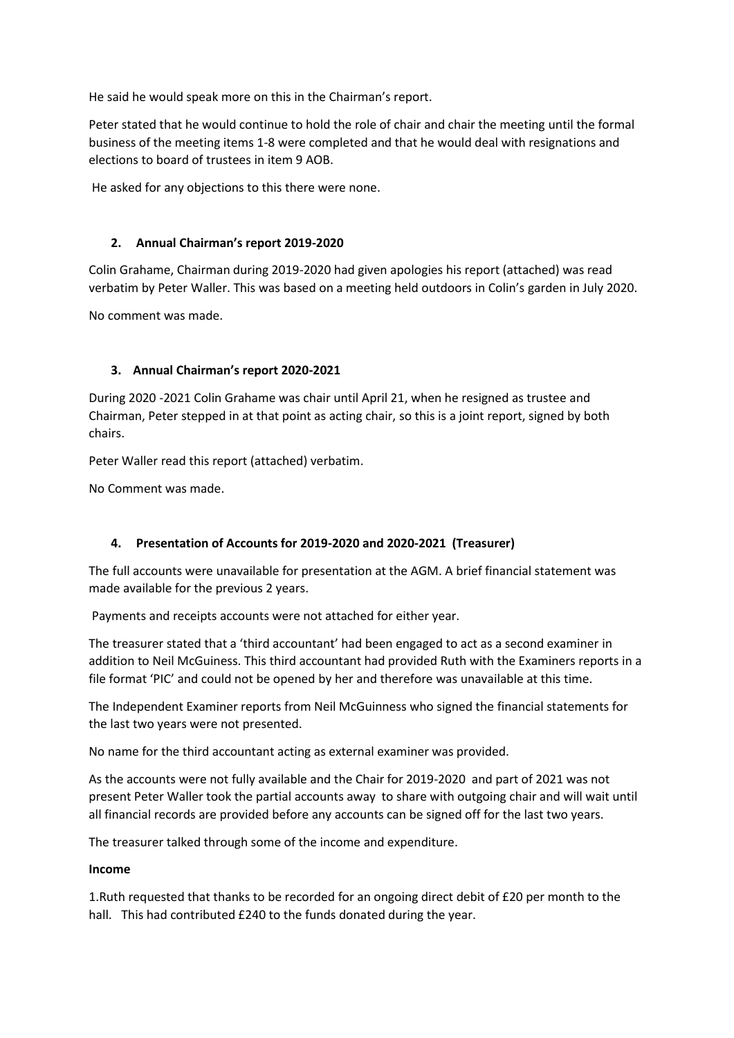He said he would speak more on this in the Chairman's report.

Peter stated that he would continue to hold the role of chair and chair the meeting until the formal business of the meeting items 1-8 were completed and that he would deal with resignations and elections to board of trustees in item 9 AOB.

He asked for any objections to this there were none.

2. **Annual Chairman's report 2019-2020**

Colin Grahame, Chairman during 2019-2020 had given apologies his report (attached) was read verbatim by Peter Waller. This was based on a meeting held outdoors in Colin's garden in July 2020.

No comment was made.

3. **Annual Chairman's report 2020-2021**

During 2020 -2021 Colin Grahame was chair until April 21, when he resigned as trustee and Chairman, Peter stepped in at that point as acting chair, so this is a joint report, signed by both chairs.

Peter Waller read this report (attached) verbatim.

No Comment was made.

4. **Presentation of Accounts for 2019-2020 and 2020-2021 (Treasurer)**

The full accounts were unavailable for presentation at the AGM. A brief financial statement was made available for the previous 2 years.

Payments and receipts accounts were not attached for either year.

The treasurer stated that a 'third accountant' had been engaged to act as a second examiner in addition to Neil McGuiness. This third accountant had provided Ruth with the Examiners reports in a file format 'PIC' and could not be opened by her and therefore was unavailable at this time.

The Independent Examiner reports from Neil McGuinness who signed the financial statements for the last two years were not presented.

No name for the third accountant acting as external examiner was provided.

As the accounts were not fully available and the Chair for 2019-2020 and part of 2021 was not present Peter Waller took the partial accounts away to share with outgoing chair and will wait until all financial records are provided before any accounts can be signed off for the last two years.

The treasurer talked through some of the income and expenditure.

**Income**

1.Ruth requested that thanks to be recorded for an ongoing direct debit of £20 per month to the hall. This had contributed £240 to the funds donated during the year.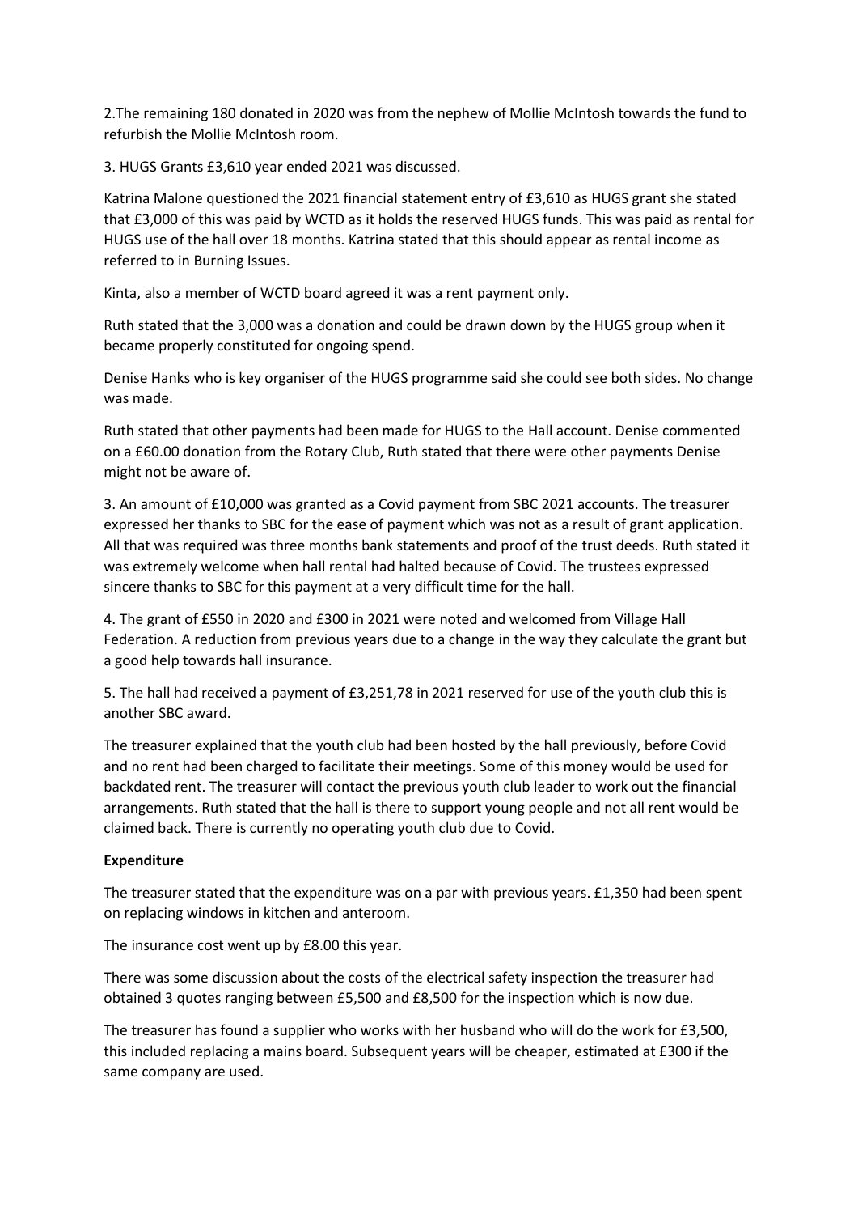2.The remaining 180 donated in 2020 was from the nephew of Mollie McIntosh towards the fund to refurbish the Mollie McIntosh room.

3. HUGS Grants £3,610 year ended 2021 was discussed.

Katrina Malone questioned the 2021 financial statement entry of £3,610 as HUGS grant she stated that £3,000 of this was paid by WCTD as it holds the reserved HUGS funds. This was paid as rental for HUGS use of the hall over 18 months. Katrina stated that this should appear as rental income as referred to in Burning Issues.

Kinta, also a member of WCTD board agreed it was a rent payment only.

Ruth stated that the 3,000 was a donation and could be drawn down by the HUGS group when it became properly constituted for ongoing spend.

Denise Hanks who is key organiser of the HUGS programme said she could see both sides. No change was made.

Ruth stated that other payments had been made for HUGS to the Hall account. Denise commented on a £60.00 donation from the Rotary Club, Ruth stated that there were other payments Denise might not be aware of.

3. An amount of £10,000 was granted as a Covid payment from SBC 2021 accounts. The treasurer expressed her thanks to SBC for the ease of payment which was not as a result of grant application. All that was required was three months bank statements and proof of the trust deeds. Ruth stated it was extremely welcome when hall rental had halted because of Covid. The trustees expressed sincere thanks to SBC for this payment at a very difficult time for the hall.

4. The grant of £550 in 2020 and £300 in 2021 were noted and welcomed from Village Hall Federation. A reduction from previous years due to a change in the way they calculate the grant but a good help towards hall insurance.

5. The hall had received a payment of £3,251,78 in 2021 reserved for use of the youth club this is another SBC award.

The treasurer explained that the youth club had been hosted by the hall previously, before Covid and no rent had been charged to facilitate their meetings. Some of this money would be used for backdated rent. The treasurer will contact the previous youth club leader to work out the financial arrangements. Ruth stated that the hall is there to support young people and not all rent would be claimed back. There is currently no operating youth club due to Covid.

**Expenditure**

The treasurer stated that the expenditure was on a par with previous years. £1,350 had been spent on replacing windows in kitchen and anteroom.

The insurance cost went up by £8.00 this year.

There was some discussion about the costs of the electrical safety inspection the treasurer had obtained 3 quotes ranging between £5,500 and £8,500 for the inspection which is now due.

The treasurer has found a supplier who works with her husband who will do the work for £3,500, this included replacing a mains board. Subsequent years will be cheaper, estimated at £300 if the same company are used.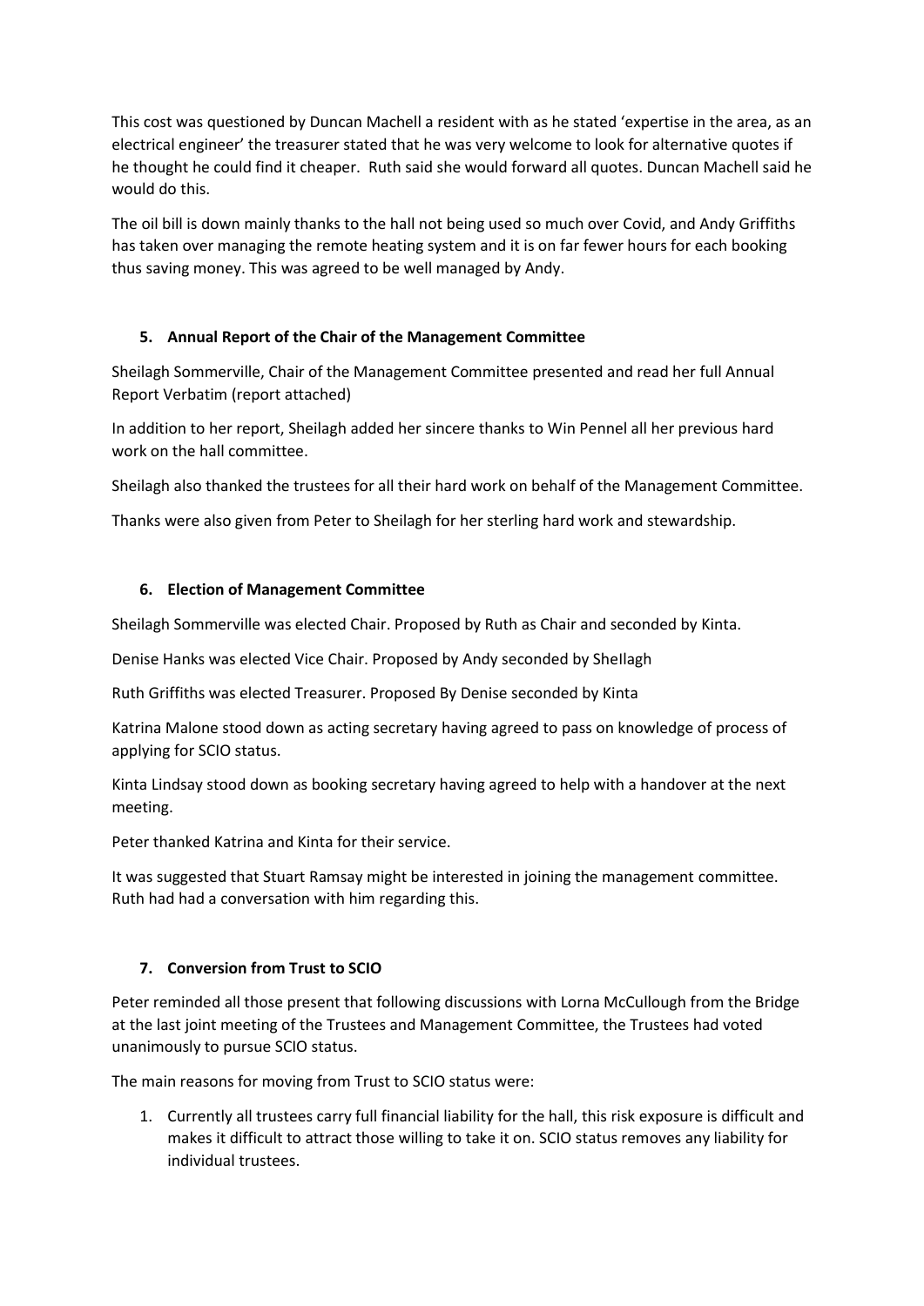This cost was questioned by Duncan Machell a resident with as he stated 'expertise in the area, as an electrical engineer' the treasurer stated that he was very welcome to look for alternative quotes if he thought he could find it cheaper. Ruth said she would forward all quotes. Duncan Machell said he would do this.

The oil bill is down mainly thanks to the hall not being used so much over Covid, and Andy Griffiths has taken over managing the remote heating system and it is on far fewer hours for each booking thus saving money. This was agreed to be well managed by Andy.

5. **Annual Report of the Chair of the Management Committee**

Sheilagh Sommerville, Chair of the Management Committee presented and read her full Annual Report Verbatim (report attached)

In addition to her report, Sheilagh added her sincere thanks to Win Pennel all her previous hard work on the hall committee.

Sheilagh also thanked the trustees for all their hard work on behalf of the Management Committee.

Thanks were also given from Peter to Sheilagh for her sterling hard work and stewardship.

6. **Election of Management Committee**

Sheilagh Sommerville was elected Chair. Proposed by Ruth as Chair and seconded by Kinta.

Denise Hanks was elected Vice Chair. Proposed by Andy seconded by SheIlagh

Ruth Griffiths was elected Treasurer. Proposed By Denise seconded by Kinta

Katrina Malone stood down as acting secretary having agreed to pass on knowledge of process of applying for SCIO status.

Kinta Lindsay stood down as booking secretary having agreed to help with a handover at the next meeting.

Peter thanked Katrina and Kinta for their service.

It was suggested that Stuart Ramsay might be interested in joining the management committee. Ruth had had a conversation with him regarding this.

7. **Conversion from Trust to SCIO**

Peter reminded all those present that following discussions with Lorna McCullough from the Bridge at the last joint meeting of the Trustees and Management Committee, the Trustees had voted unanimously to pursue SCIO status.

The main reasons for moving from Trust to SCIO status were:

1. Currently all trustees carry full financial liability for the hall, this risk exposure is difficult and makes it difficult to attract those willing to take it on. SCIO status removes any liability for individual trustees.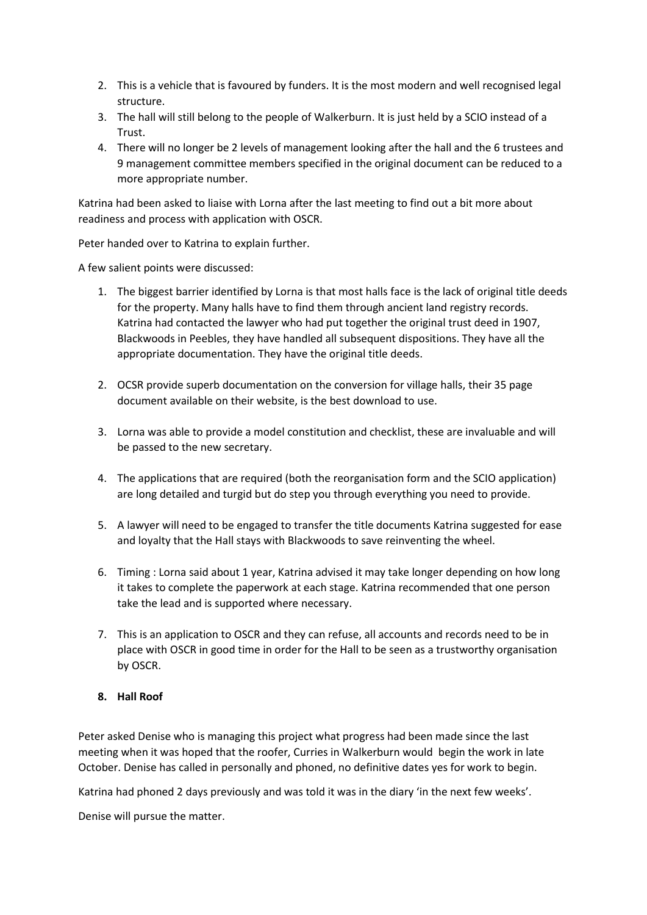2. This is a vehicle that is favoured by funders. It is the most modern and well recognised legal structure.
3. The hall will still belong to the people of Walkerburn. It is just held by a SCIO instead of a Trust.
4. There will no longer be 2 levels of management looking after the hall and the 6 trustees and 9 management committee members specified in the original document can be reduced to a more appropriate number.

Katrina had been asked to liaise with Lorna after the last meeting to find out a bit more about readiness and process with application with OSCR.

Peter handed over to Katrina to explain further.

A few salient points were discussed:

1. The biggest barrier identified by Lorna is that most halls face is the lack of original title deeds for the property. Many halls have to find them through ancient land registry records. Katrina had contacted the lawyer who had put together the original trust deed in 1907, Blackwoods in Peebles, they have handled all subsequent dispositions. They have all the appropriate documentation. They have the original title deeds.

2. OCSR provide superb documentation on the conversion for village halls, their 35 page document available on their website, is the best download to use.

3. Lorna was able to provide a model constitution and checklist, these are invaluable and will be passed to the new secretary.

4. The applications that are required (both the reorganisation form and the SCIO application) are long detailed and turgid but do step you through everything you need to provide.

5. A lawyer will need to be engaged to transfer the title documents Katrina suggested for ease and loyalty that the Hall stays with Blackwoods to save reinventing the wheel.

6. Timing : Lorna said about 1 year, Katrina advised it may take longer depending on how long it takes to complete the paperwork at each stage. Katrina recommended that one person take the lead and is supported where necessary.

7. This is an application to OSCR and they can refuse, all accounts and records need to be in place with OSCR in good time in order for the Hall to be seen as a trustworthy organisation by OSCR.

**8. Hall Roof**

Peter asked Denise who is managing this project what progress had been made since the last meeting when it was hoped that the roofer, Curries in Walkerburn would begin the work in late October. Denise has called in personally and phoned, no definitive dates yes for work to begin.

Katrina had phoned 2 days previously and was told it was in the diary 'in the next few weeks'.

Denise will pursue the matter.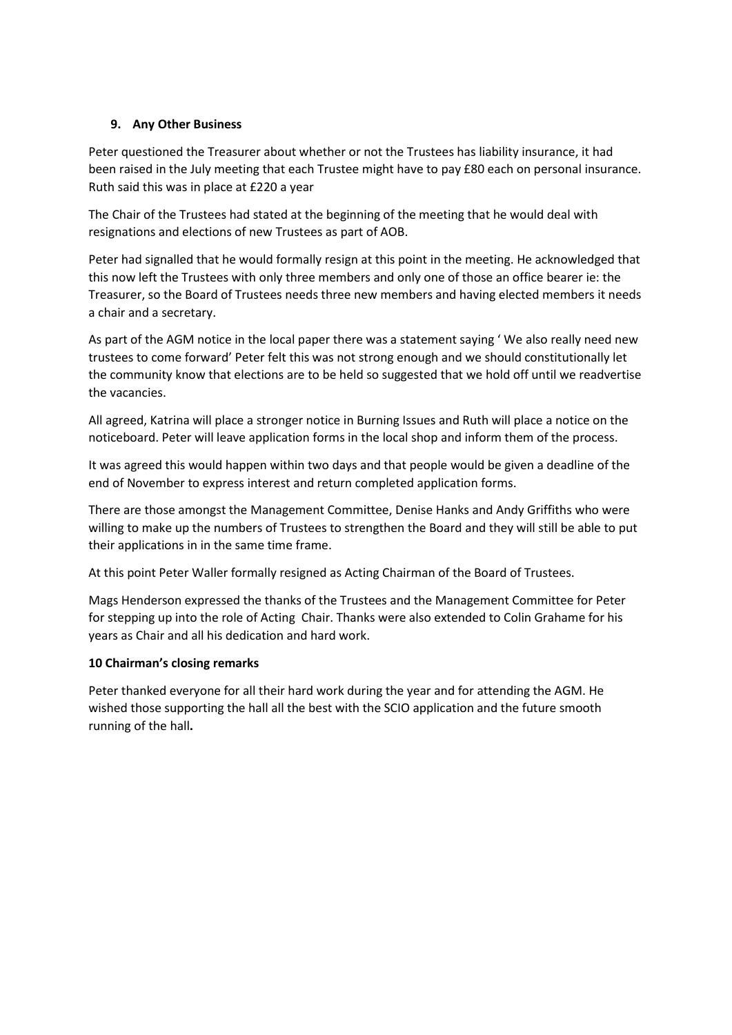### 9. Any Other Business

Peter questioned the Treasurer about whether or not the Trustees has liability insurance, it had been raised in the July meeting that each Trustee might have to pay £80 each on personal insurance. Ruth said this was in place at £220 a year

The Chair of the Trustees had stated at the beginning of the meeting that he would deal with resignations and elections of new Trustees as part of AOB.

Peter had signalled that he would formally resign at this point in the meeting. He acknowledged that this now left the Trustees with only three members and only one of those an office bearer ie: the Treasurer, so the Board of Trustees needs three new members and having elected members it needs a chair and a secretary.

As part of the AGM notice in the local paper there was a statement saying ' We also really need new trustees to come forward' Peter felt this was not strong enough and we should constitutionally let the community know that elections are to be held so suggested that we hold off until we readvertise the vacancies.

All agreed, Katrina will place a stronger notice in Burning Issues and Ruth will place a notice on the noticeboard. Peter will leave application forms in the local shop and inform them of the process.

It was agreed this would happen within two days and that people would be given a deadline of the end of November to express interest and return completed application forms.

There are those amongst the Management Committee, Denise Hanks and Andy Griffiths who were willing to make up the numbers of Trustees to strengthen the Board and they will still be able to put their applications in in the same time frame.

At this point Peter Waller formally resigned as Acting Chairman of the Board of Trustees.

Mags Henderson expressed the thanks of the Trustees and the Management Committee for Peter for stepping up into the role of Acting Chair. Thanks were also extended to Colin Grahame for his years as Chair and all his dedication and hard work.

### 10 Chairman's closing remarks

Peter thanked everyone for all their hard work during the year and for attending the AGM. He wished those supporting the hall all the best with the SCIO application and the future smooth running of the hall.